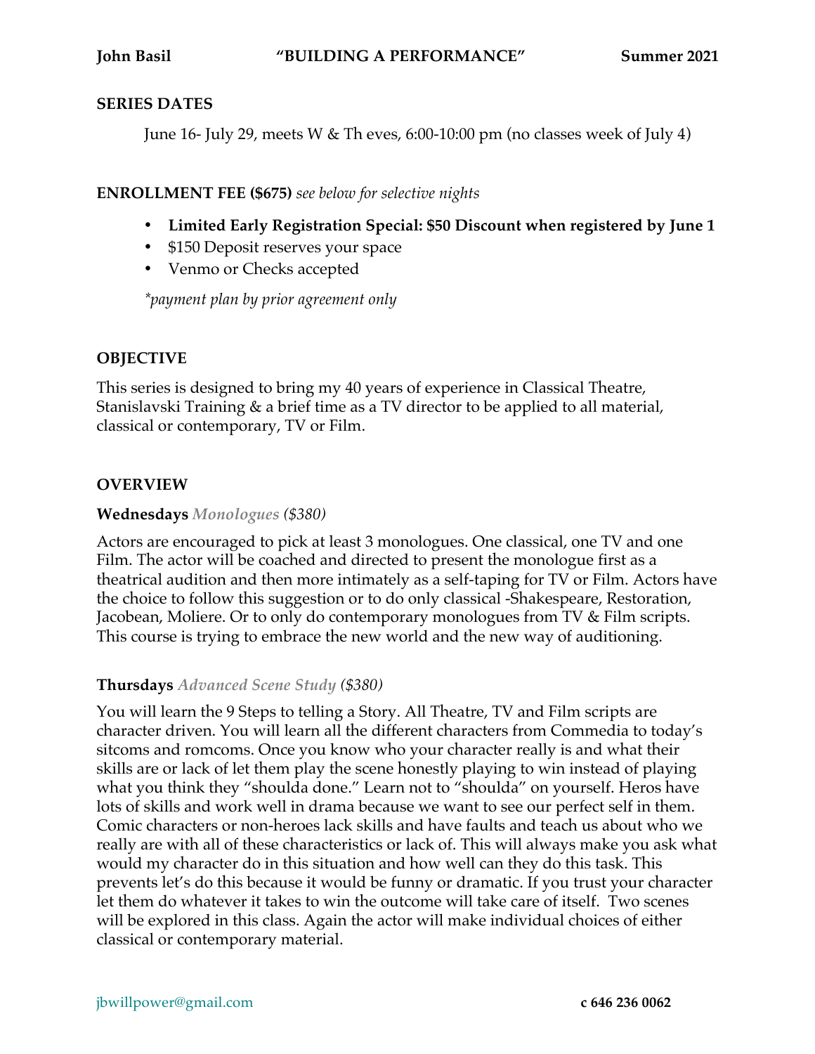**John Basil "BUILDING A PERFORMANCE" Summer 2021**

## SERIES DATES

June 16- July 29, meets W & Th eves, 6:00-10:00 pm (no classes week of July 4)

## ENROLLMENT FEE ($675) *see below for selective nights*

- **Limited Early Registration Special: $50 Discount when registered by June 1**
- $150 Deposit reserves your space
- Venmo or Checks accepted

*\*payment plan by prior agreement only*

## OBJECTIVE

This series is designed to bring my 40 years of experience in Classical Theatre, Stanislavski Training & a brief time as a TV director to be applied to all material, classical or contemporary, TV or Film.

## OVERVIEW

### Wednesdays *Monologues ($380)*

Actors are encouraged to pick at least 3 monologues. One classical, one TV and one Film. The actor will be coached and directed to present the monologue first as a theatrical audition and then more intimately as a self-taping for TV or Film. Actors have the choice to follow this suggestion or to do only classical -Shakespeare, Restoration, Jacobean, Moliere. Or to only do contemporary monologues from TV & Film scripts. This course is trying to embrace the new world and the new way of auditioning.

### Thursdays *Advanced Scene Study ($380)*

You will learn the 9 Steps to telling a Story. All Theatre, TV and Film scripts are character driven. You will learn all the different characters from Commedia to today's sitcoms and romcoms. Once you know who your character really is and what their skills are or lack of let them play the scene honestly playing to win instead of playing what you think they "shoulda done." Learn not to "shoulda" on yourself. Heros have lots of skills and work well in drama because we want to see our perfect self in them. Comic characters or non-heroes lack skills and have faults and teach us about who we really are with all of these characteristics or lack of. This will always make you ask what would my character do in this situation and how well can they do this task. This prevents let's do this because it would be funny or dramatic. If you trust your character let them do whatever it takes to win the outcome will take care of itself. Two scenes will be explored in this class. Again the actor will make individual choices of either classical or contemporary material.

jbwillpower@gmail.com c 646 236 0062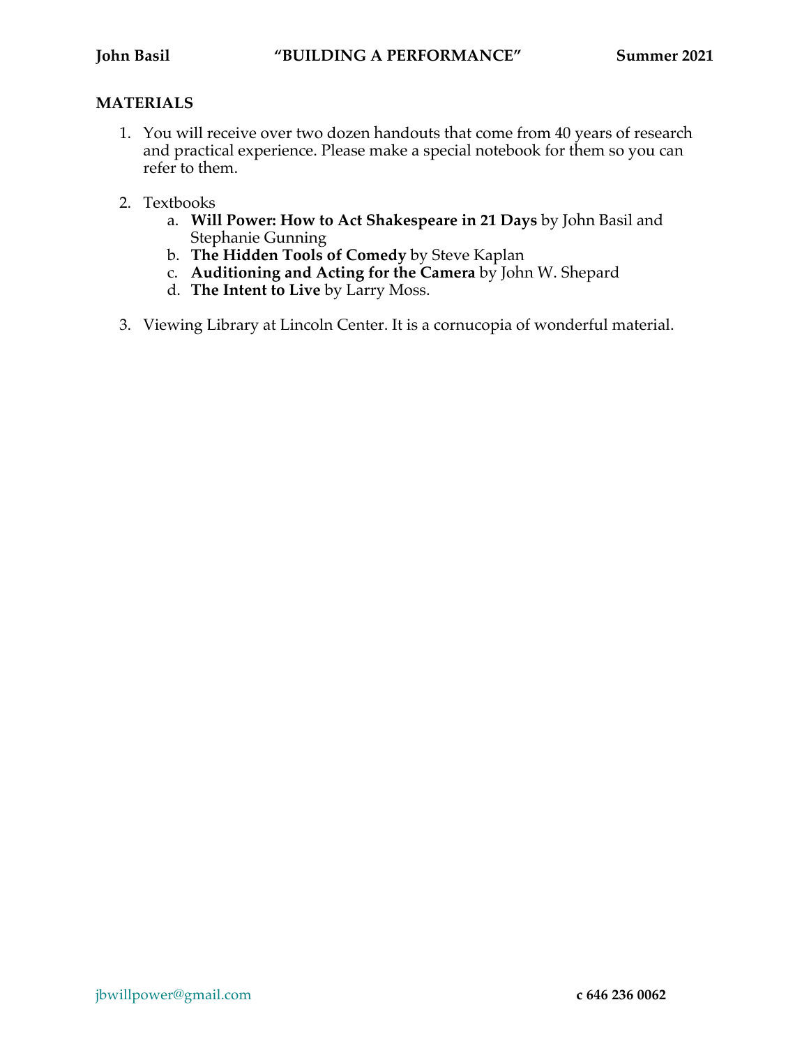## MATERIALS

1. You will receive over two dozen handouts that come from 40 years of research and practical experience. Please make a special notebook for them so you can refer to them.

2. Textbooks
   a. **Will Power: How to Act Shakespeare in 21 Days** by John Basil and Stephanie Gunning
   b. **The Hidden Tools of Comedy** by Steve Kaplan
   c. **Auditioning and Acting for the Camera** by John W. Shepard
   d. **The Intent to Live** by Larry Moss.

3. Viewing Library at Lincoln Center. It is a cornucopia of wonderful material.